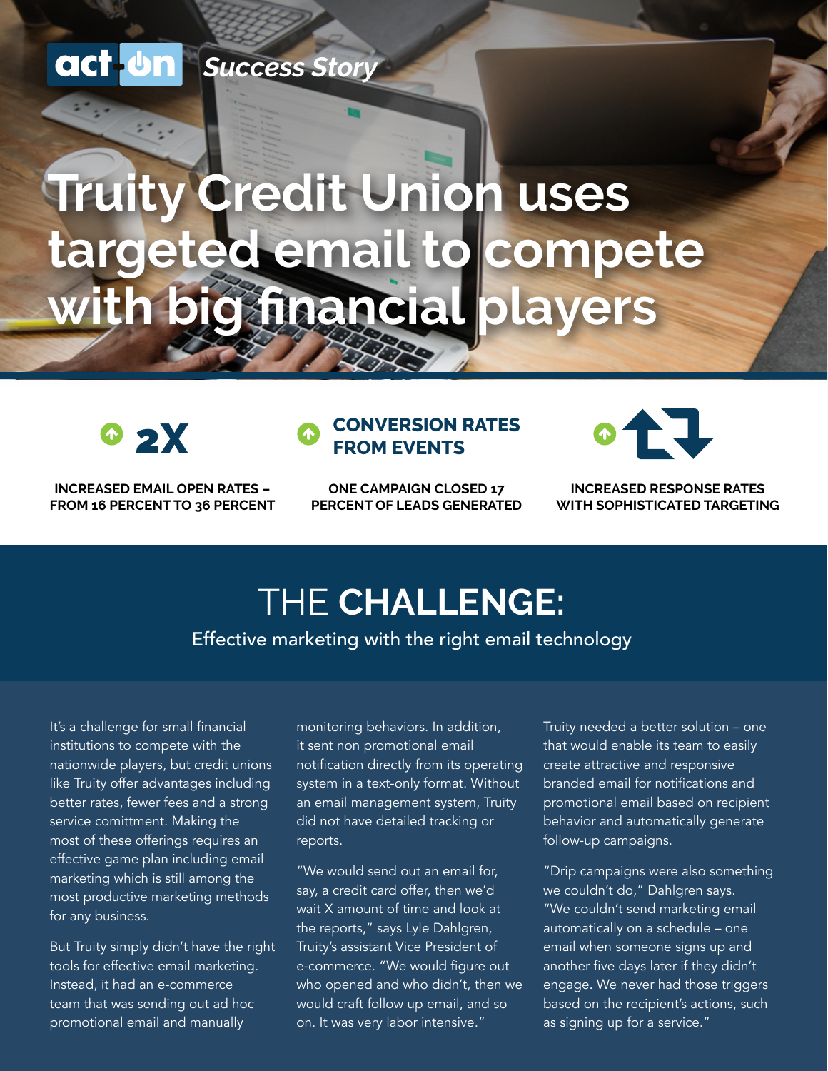act-on *Success Story*

# Truity Credit Union uses targeted email to compete with big financial players

**2X**

**INCREASED EMAIL OPEN RATES – FROM 16 PERCENT TO 36 PERCENT**

**CONVERSION RATES FROM EVENTS**

**ONE CAMPAIGN CLOSED 17 PERCENT OF LEADS GENERATED**

**INCREASED RESPONSE RATES WITH SOPHISTICATED TARGETING**

## THE **CHALLENGE:**

Effective marketing with the right email technology

It's a challenge for small financial institutions to compete with the nationwide players, but credit unions like Truity offer advantages including better rates, fewer fees and a strong service comittment. Making the most of these offerings requires an effective game plan including email marketing which is still among the most productive marketing methods for any business.

But Truity simply didn't have the right tools for effective email marketing. Instead, it had an e-commerce team that was sending out ad hoc promotional email and manually monitoring behaviors. In addition, it sent non promotional email notification directly from its operating system in a text-only format. Without an email management system, Truity did not have detailed tracking or reports.

"We would send out an email for, say, a credit card offer, then we'd wait X amount of time and look at the reports," says Lyle Dahlgren, Truity's assistant Vice President of e-commerce. "We would figure out who opened and who didn't, then we would craft follow up email, and so on. It was very labor intensive."

Truity needed a better solution – one that would enable its team to easily create attractive and responsive branded email for notifications and promotional email based on recipient behavior and automatically generate follow-up campaigns.

"Drip campaigns were also something we couldn't do," Dahlgren says. "We couldn't send marketing email automatically on a schedule – one email when someone signs up and another five days later if they didn't engage. We never had those triggers based on the recipient's actions, such as signing up for a service."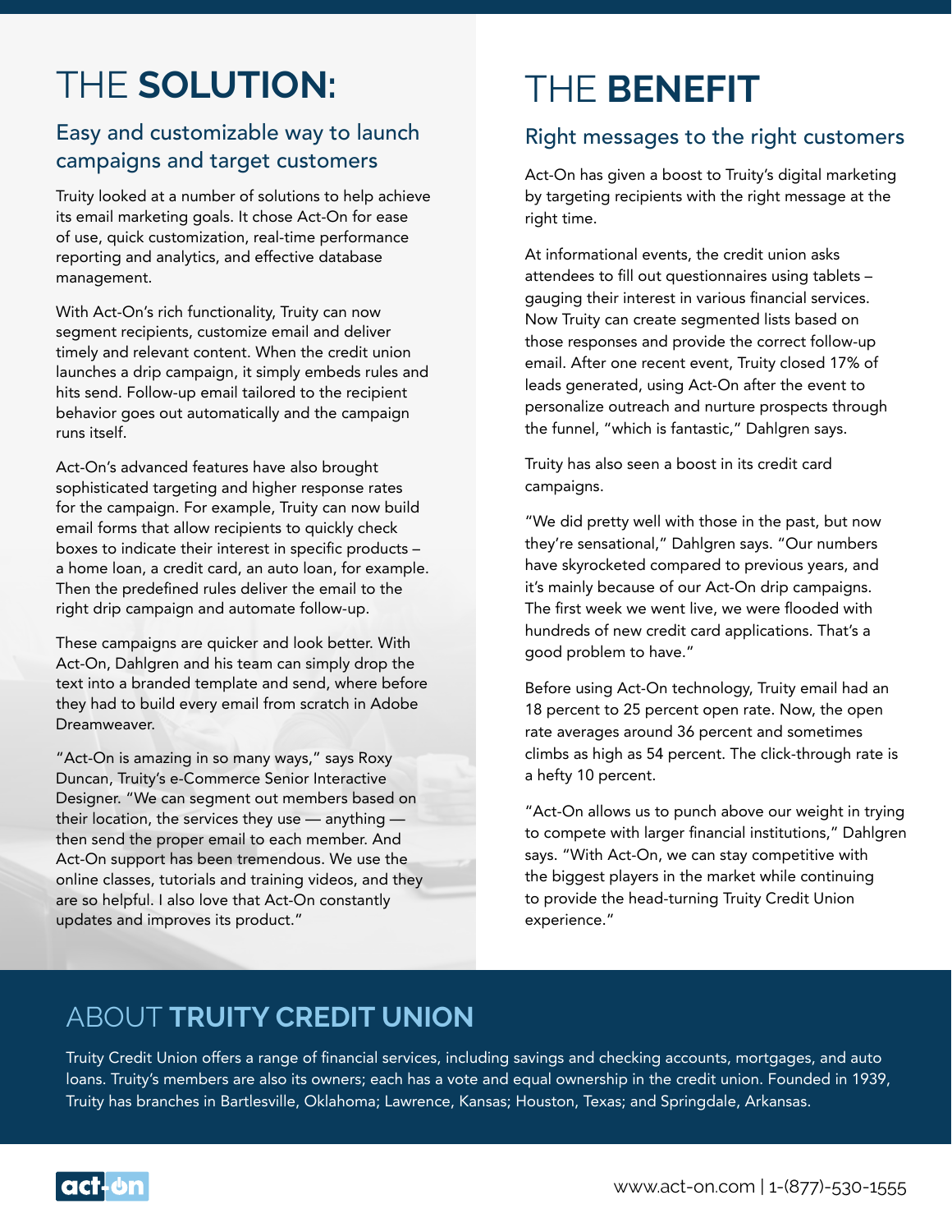# THE **SOLUTION:**

## Easy and customizable way to launch campaigns and target customers

Truity looked at a number of solutions to help achieve its email marketing goals. It chose Act-On for ease of use, quick customization, real-time performance reporting and analytics, and effective database management.

With Act-On's rich functionality, Truity can now segment recipients, customize email and deliver timely and relevant content. When the credit union launches a drip campaign, it simply embeds rules and hits send. Follow-up email tailored to the recipient behavior goes out automatically and the campaign runs itself.

Act-On's advanced features have also brought sophisticated targeting and higher response rates for the campaign. For example, Truity can now build email forms that allow recipients to quickly check boxes to indicate their interest in specific products – a home loan, a credit card, an auto loan, for example. Then the predefined rules deliver the email to the right drip campaign and automate follow-up.

These campaigns are quicker and look better. With Act-On, Dahlgren and his team can simply drop the text into a branded template and send, where before they had to build every email from scratch in Adobe Dreamweaver.

"Act-On is amazing in so many ways," says Roxy Duncan, Truity's e-Commerce Senior Interactive Designer. "We can segment out members based on their location, the services they use — anything — then send the proper email to each member. And Act-On support has been tremendous. We use the online classes, tutorials and training videos, and they are so helpful. I also love that Act-On constantly updates and improves its product."

# THE **BENEFIT**

## Right messages to the right customers

Act-On has given a boost to Truity's digital marketing by targeting recipients with the right message at the right time.

At informational events, the credit union asks attendees to fill out questionnaires using tablets – gauging their interest in various financial services. Now Truity can create segmented lists based on those responses and provide the correct follow-up email. After one recent event, Truity closed 17% of leads generated, using Act-On after the event to personalize outreach and nurture prospects through the funnel, "which is fantastic," Dahlgren says.

Truity has also seen a boost in its credit card campaigns.

"We did pretty well with those in the past, but now they're sensational," Dahlgren says. "Our numbers have skyrocketed compared to previous years, and it's mainly because of our Act-On drip campaigns. The first week we went live, we were flooded with hundreds of new credit card applications. That's a good problem to have."

Before using Act-On technology, Truity email had an 18 percent to 25 percent open rate. Now, the open rate averages around 36 percent and sometimes climbs as high as 54 percent. The click-through rate is a hefty 10 percent.

"Act-On allows us to punch above our weight in trying to compete with larger financial institutions," Dahlgren says. "With Act-On, we can stay competitive with the biggest players in the market while continuing to provide the head-turning Truity Credit Union experience."

# ABOUT **TRUITY CREDIT UNION**

Truity Credit Union offers a range of financial services, including savings and checking accounts, mortgages, and auto loans. Truity's members are also its owners; each has a vote and equal ownership in the credit union. Founded in 1939, Truity has branches in Bartlesville, Oklahoma; Lawrence, Kansas; Houston, Texas; and Springdale, Arkansas.

act-on

www.act-on.com | 1-(877)-530-1555